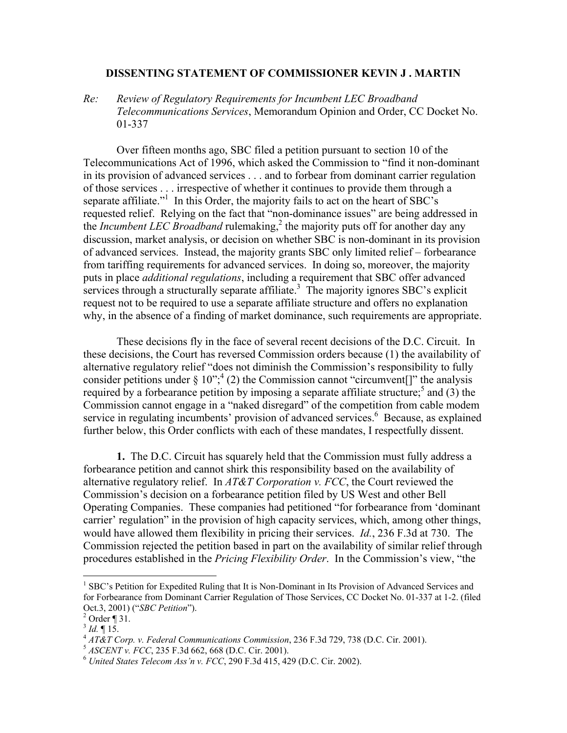**DISSENTING STATEMENT OF COMMISSIONER KEVIN J . MARTIN**

*Re:* *Review of Regulatory Requirements for Incumbent LEC Broadband Telecommunications Services*, Memorandum Opinion and Order, CC Docket No. 01-337

Over fifteen months ago, SBC filed a petition pursuant to section 10 of the Telecommunications Act of 1996, which asked the Commission to "find it non-dominant in its provision of advanced services . . . and to forbear from dominant carrier regulation of those services . . . irrespective of whether it continues to provide them through a separate affiliate."[1] In this Order, the majority fails to act on the heart of SBC's requested relief. Relying on the fact that "non-dominance issues" are being addressed in the *Incumbent LEC Broadband* rulemaking,[2] the majority puts off for another day any discussion, market analysis, or decision on whether SBC is non-dominant in its provision of advanced services. Instead, the majority grants SBC only limited relief – forbearance from tariffing requirements for advanced services. In doing so, moreover, the majority puts in place *additional regulations*, including a requirement that SBC offer advanced services through a structurally separate affiliate.[3] The majority ignores SBC's explicit request not to be required to use a separate affiliate structure and offers no explanation why, in the absence of a finding of market dominance, such requirements are appropriate.

These decisions fly in the face of several recent decisions of the D.C. Circuit. In these decisions, the Court has reversed Commission orders because (1) the availability of alternative regulatory relief "does not diminish the Commission's responsibility to fully consider petitions under § 10";[4] (2) the Commission cannot "circumvent[]" the analysis required by a forbearance petition by imposing a separate affiliate structure;[5] and (3) the Commission cannot engage in a "naked disregard" of the competition from cable modem service in regulating incumbents' provision of advanced services.[6] Because, as explained further below, this Order conflicts with each of these mandates, I respectfully dissent.

**1.** The D.C. Circuit has squarely held that the Commission must fully address a forbearance petition and cannot shirk this responsibility based on the availability of alternative regulatory relief. In *AT&T Corporation v. FCC*, the Court reviewed the Commission's decision on a forbearance petition filed by US West and other Bell Operating Companies. These companies had petitioned "for forbearance from 'dominant carrier' regulation" in the provision of high capacity services, which, among other things, would have allowed them flexibility in pricing their services. *Id.*, 236 F.3d at 730. The Commission rejected the petition based in part on the availability of similar relief through procedures established in the *Pricing Flexibility Order*. In the Commission's view, "the

---

[1] SBC's Petition for Expedited Ruling that It is Non-Dominant in Its Provision of Advanced Services and for Forbearance from Dominant Carrier Regulation of Those Services, CC Docket No. 01-337 at 1-2. (filed Oct.3, 2001) ("*SBC Petition*").

[2] Order ¶ 31.

[3] *Id.* ¶ 15.

[4] *AT&T Corp. v. Federal Communications Commission*, 236 F.3d 729, 738 (D.C. Cir. 2001).

[5] *ASCENT v. FCC*, 235 F.3d 662, 668 (D.C. Cir. 2001).

[6] *United States Telecom Ass'n v. FCC*, 290 F.3d 415, 429 (D.C. Cir. 2002).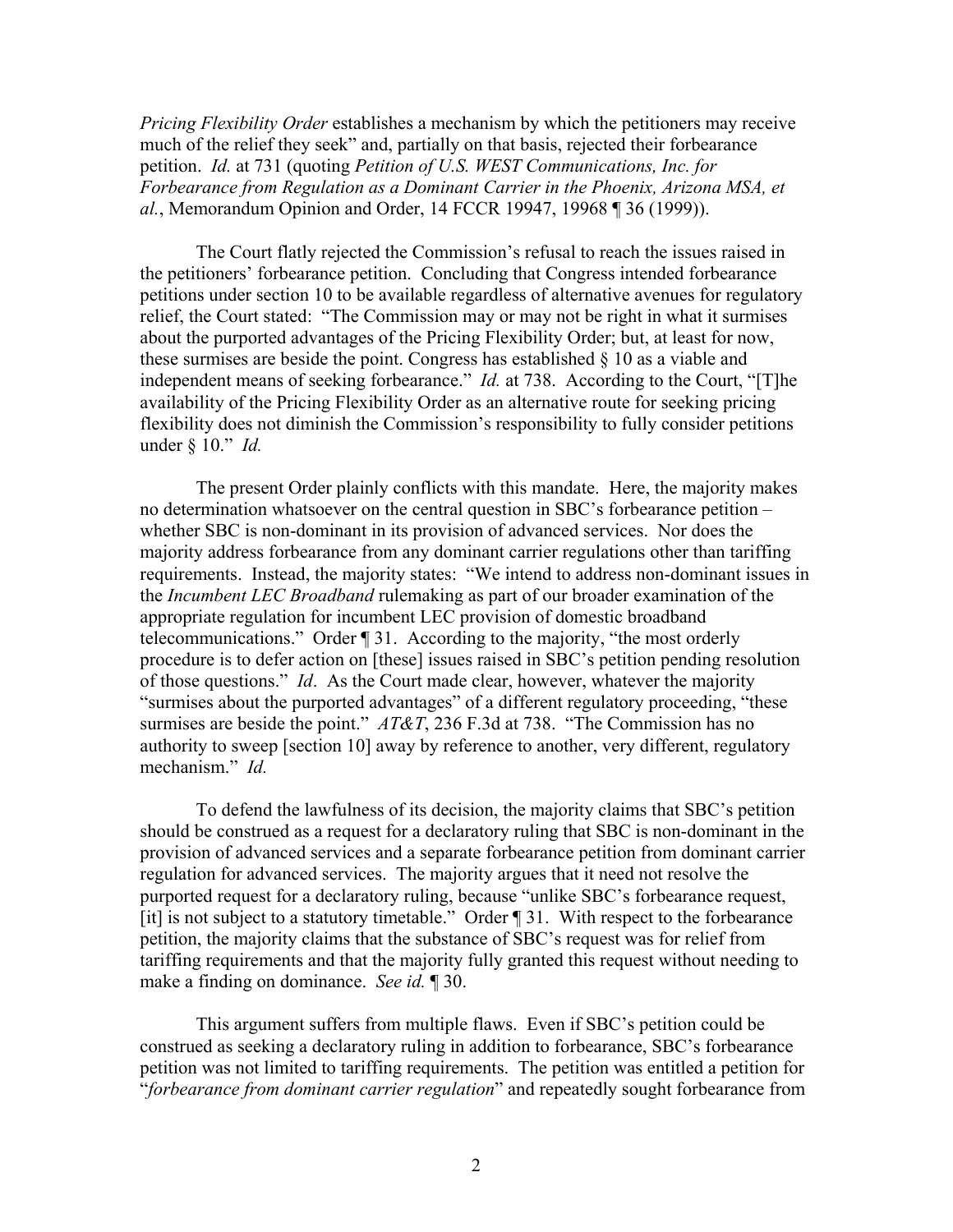*Pricing Flexibility Order* establishes a mechanism by which the petitioners may receive much of the relief they seek" and, partially on that basis, rejected their forbearance petition. *Id.* at 731 (quoting *Petition of U.S. WEST Communications, Inc. for Forbearance from Regulation as a Dominant Carrier in the Phoenix, Arizona MSA, et al.*, Memorandum Opinion and Order, 14 FCCR 19947, 19968 ¶ 36 (1999)).

The Court flatly rejected the Commission's refusal to reach the issues raised in the petitioners' forbearance petition. Concluding that Congress intended forbearance petitions under section 10 to be available regardless of alternative avenues for regulatory relief, the Court stated: "The Commission may or may not be right in what it surmises about the purported advantages of the Pricing Flexibility Order; but, at least for now, these surmises are beside the point. Congress has established § 10 as a viable and independent means of seeking forbearance." *Id.* at 738. According to the Court, "[T]he availability of the Pricing Flexibility Order as an alternative route for seeking pricing flexibility does not diminish the Commission's responsibility to fully consider petitions under § 10." *Id.*

The present Order plainly conflicts with this mandate. Here, the majority makes no determination whatsoever on the central question in SBC's forbearance petition – whether SBC is non-dominant in its provision of advanced services. Nor does the majority address forbearance from any dominant carrier regulations other than tariffing requirements. Instead, the majority states: "We intend to address non-dominant issues in the *Incumbent LEC Broadband* rulemaking as part of our broader examination of the appropriate regulation for incumbent LEC provision of domestic broadband telecommunications." Order ¶ 31. According to the majority, "the most orderly procedure is to defer action on [these] issues raised in SBC's petition pending resolution of those questions." *Id*. As the Court made clear, however, whatever the majority "surmises about the purported advantages" of a different regulatory proceeding, "these surmises are beside the point." *AT&T*, 236 F.3d at 738. "The Commission has no authority to sweep [section 10] away by reference to another, very different, regulatory mechanism." *Id.*

To defend the lawfulness of its decision, the majority claims that SBC's petition should be construed as a request for a declaratory ruling that SBC is non-dominant in the provision of advanced services and a separate forbearance petition from dominant carrier regulation for advanced services. The majority argues that it need not resolve the purported request for a declaratory ruling, because "unlike SBC's forbearance request, [it] is not subject to a statutory timetable." Order ¶ 31. With respect to the forbearance petition, the majority claims that the substance of SBC's request was for relief from tariffing requirements and that the majority fully granted this request without needing to make a finding on dominance. *See id.* ¶ 30.

This argument suffers from multiple flaws. Even if SBC's petition could be construed as seeking a declaratory ruling in addition to forbearance, SBC's forbearance petition was not limited to tariffing requirements. The petition was entitled a petition for "*forbearance from dominant carrier regulation*" and repeatedly sought forbearance from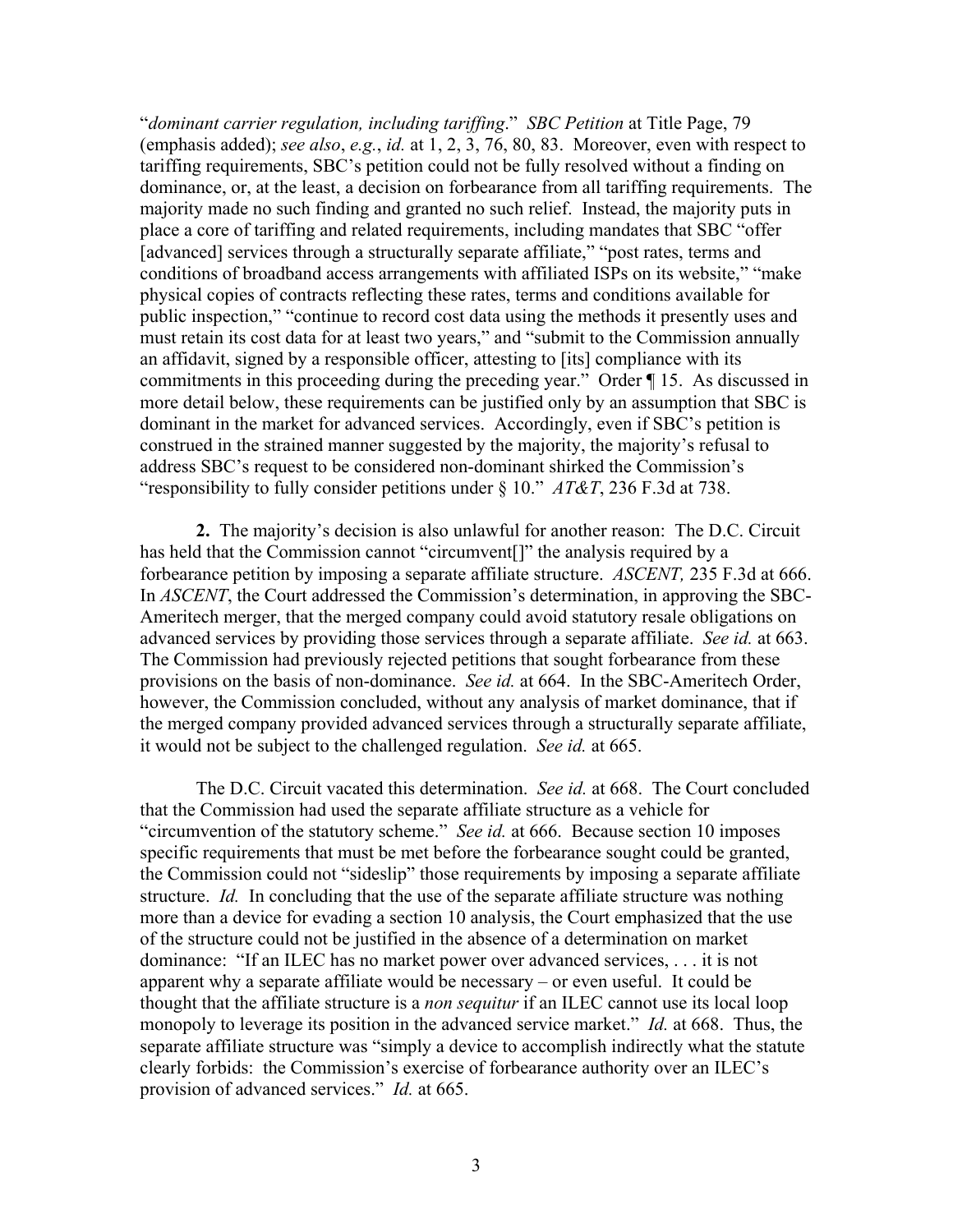"*dominant carrier regulation, including tariffing*." *SBC Petition* at Title Page, 79 (emphasis added); *see also*, *e.g.*, *id.* at 1, 2, 3, 76, 80, 83. Moreover, even with respect to tariffing requirements, SBC's petition could not be fully resolved without a finding on dominance, or, at the least, a decision on forbearance from all tariffing requirements. The majority made no such finding and granted no such relief. Instead, the majority puts in place a core of tariffing and related requirements, including mandates that SBC "offer [advanced] services through a structurally separate affiliate," "post rates, terms and conditions of broadband access arrangements with affiliated ISPs on its website," "make physical copies of contracts reflecting these rates, terms and conditions available for public inspection," "continue to record cost data using the methods it presently uses and must retain its cost data for at least two years," and "submit to the Commission annually an affidavit, signed by a responsible officer, attesting to [its] compliance with its commitments in this proceeding during the preceding year." Order ¶ 15. As discussed in more detail below, these requirements can be justified only by an assumption that SBC is dominant in the market for advanced services. Accordingly, even if SBC's petition is construed in the strained manner suggested by the majority, the majority's refusal to address SBC's request to be considered non-dominant shirked the Commission's "responsibility to fully consider petitions under § 10." *AT&T*, 236 F.3d at 738.

**2.** The majority's decision is also unlawful for another reason: The D.C. Circuit has held that the Commission cannot "circumvent[]" the analysis required by a forbearance petition by imposing a separate affiliate structure. *ASCENT,* 235 F.3d at 666. In *ASCENT*, the Court addressed the Commission's determination, in approving the SBC-Ameritech merger, that the merged company could avoid statutory resale obligations on advanced services by providing those services through a separate affiliate. *See id.* at 663. The Commission had previously rejected petitions that sought forbearance from these provisions on the basis of non-dominance. *See id.* at 664. In the SBC-Ameritech Order, however, the Commission concluded, without any analysis of market dominance, that if the merged company provided advanced services through a structurally separate affiliate, it would not be subject to the challenged regulation. *See id.* at 665.

The D.C. Circuit vacated this determination. *See id.* at 668. The Court concluded that the Commission had used the separate affiliate structure as a vehicle for "circumvention of the statutory scheme." *See id.* at 666. Because section 10 imposes specific requirements that must be met before the forbearance sought could be granted, the Commission could not "sideslip" those requirements by imposing a separate affiliate structure. *Id.* In concluding that the use of the separate affiliate structure was nothing more than a device for evading a section 10 analysis, the Court emphasized that the use of the structure could not be justified in the absence of a determination on market dominance: "If an ILEC has no market power over advanced services, . . . it is not apparent why a separate affiliate would be necessary – or even useful. It could be thought that the affiliate structure is a *non sequitur* if an ILEC cannot use its local loop monopoly to leverage its position in the advanced service market." *Id.* at 668. Thus, the separate affiliate structure was "simply a device to accomplish indirectly what the statute clearly forbids: the Commission's exercise of forbearance authority over an ILEC's provision of advanced services." *Id.* at 665.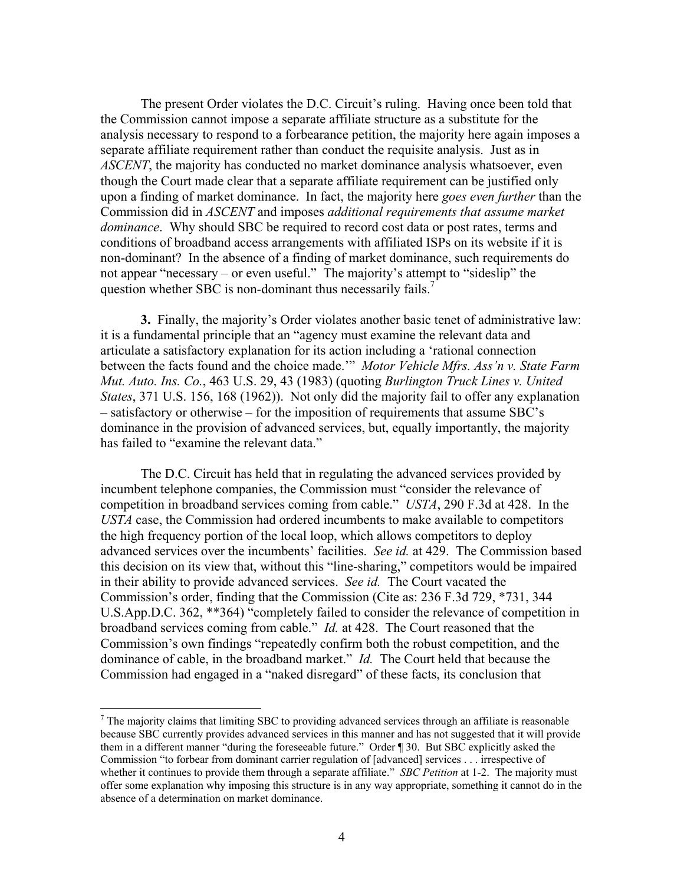The present Order violates the D.C. Circuit's ruling. Having once been told that the Commission cannot impose a separate affiliate structure as a substitute for the analysis necessary to respond to a forbearance petition, the majority here again imposes a separate affiliate requirement rather than conduct the requisite analysis. Just as in *ASCENT*, the majority has conducted no market dominance analysis whatsoever, even though the Court made clear that a separate affiliate requirement can be justified only upon a finding of market dominance. In fact, the majority here *goes even further* than the Commission did in *ASCENT* and imposes *additional requirements that assume market dominance*. Why should SBC be required to record cost data or post rates, terms and conditions of broadband access arrangements with affiliated ISPs on its website if it is non-dominant? In the absence of a finding of market dominance, such requirements do not appear "necessary – or even useful." The majority's attempt to "sideslip" the question whether SBC is non-dominant thus necessarily fails.[7]

**3.** Finally, the majority's Order violates another basic tenet of administrative law: it is a fundamental principle that an "agency must examine the relevant data and articulate a satisfactory explanation for its action including a 'rational connection between the facts found and the choice made.'" *Motor Vehicle Mfrs. Ass'n v. State Farm Mut. Auto. Ins. Co.*, 463 U.S. 29, 43 (1983) (quoting *Burlington Truck Lines v. United States*, 371 U.S. 156, 168 (1962)). Not only did the majority fail to offer any explanation – satisfactory or otherwise – for the imposition of requirements that assume SBC's dominance in the provision of advanced services, but, equally importantly, the majority has failed to "examine the relevant data."

The D.C. Circuit has held that in regulating the advanced services provided by incumbent telephone companies, the Commission must "consider the relevance of competition in broadband services coming from cable." *USTA*, 290 F.3d at 428. In the *USTA* case, the Commission had ordered incumbents to make available to competitors the high frequency portion of the local loop, which allows competitors to deploy advanced services over the incumbents' facilities. *See id.* at 429. The Commission based this decision on its view that, without this "line-sharing," competitors would be impaired in their ability to provide advanced services. *See id.* The Court vacated the Commission's order, finding that the Commission (Cite as: 236 F.3d 729, *731, 344 U.S.App.D.C. 362, **364) "completely failed to consider the relevance of competition in broadband services coming from cable." *Id.* at 428. The Court reasoned that the Commission's own findings "repeatedly confirm both the robust competition, and the dominance of cable, in the broadband market." *Id.* The Court held that because the Commission had engaged in a "naked disregard" of these facts, its conclusion that

[7] The majority claims that limiting SBC to providing advanced services through an affiliate is reasonable because SBC currently provides advanced services in this manner and has not suggested that it will provide them in a different manner "during the foreseeable future." Order ¶ 30. But SBC explicitly asked the Commission "to forbear from dominant carrier regulation of [advanced] services . . . irrespective of whether it continues to provide them through a separate affiliate." *SBC Petition* at 1-2. The majority must offer some explanation why imposing this structure is in any way appropriate, something it cannot do in the absence of a determination on market dominance.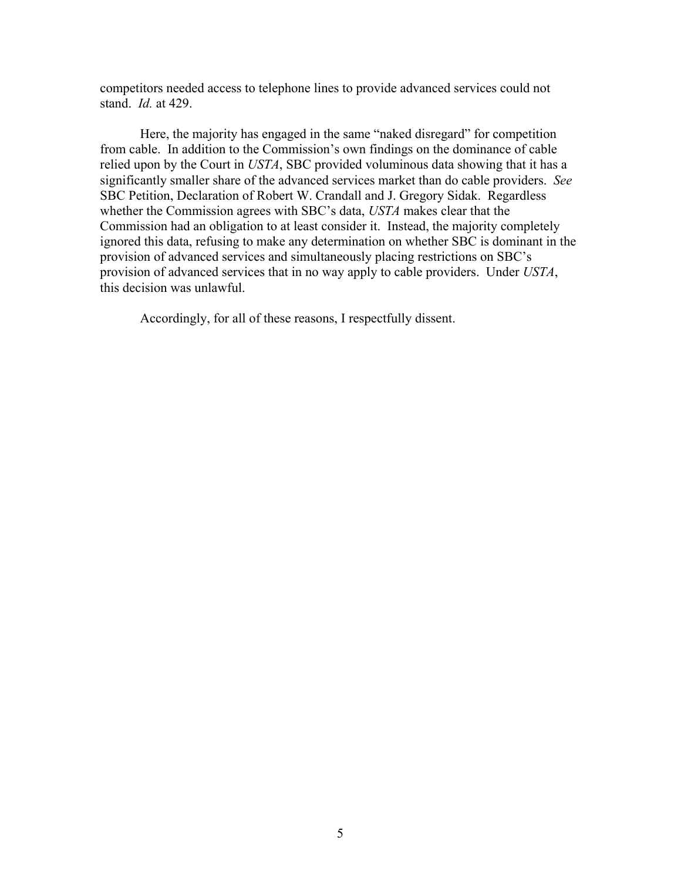competitors needed access to telephone lines to provide advanced services could not stand. *Id.* at 429.

Here, the majority has engaged in the same "naked disregard" for competition from cable. In addition to the Commission's own findings on the dominance of cable relied upon by the Court in *USTA*, SBC provided voluminous data showing that it has a significantly smaller share of the advanced services market than do cable providers. *See* SBC Petition, Declaration of Robert W. Crandall and J. Gregory Sidak. Regardless whether the Commission agrees with SBC's data, *USTA* makes clear that the Commission had an obligation to at least consider it. Instead, the majority completely ignored this data, refusing to make any determination on whether SBC is dominant in the provision of advanced services and simultaneously placing restrictions on SBC's provision of advanced services that in no way apply to cable providers. Under *USTA*, this decision was unlawful.

Accordingly, for all of these reasons, I respectfully dissent.